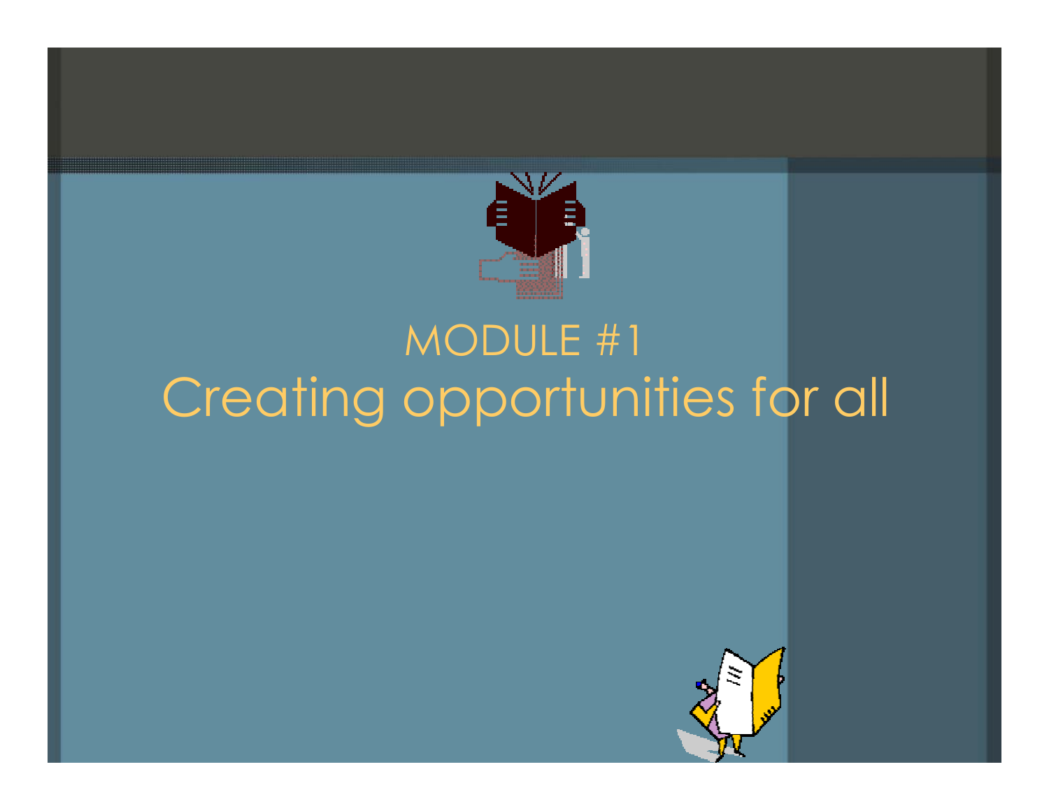# MODULE #1

# Creating opportunities for all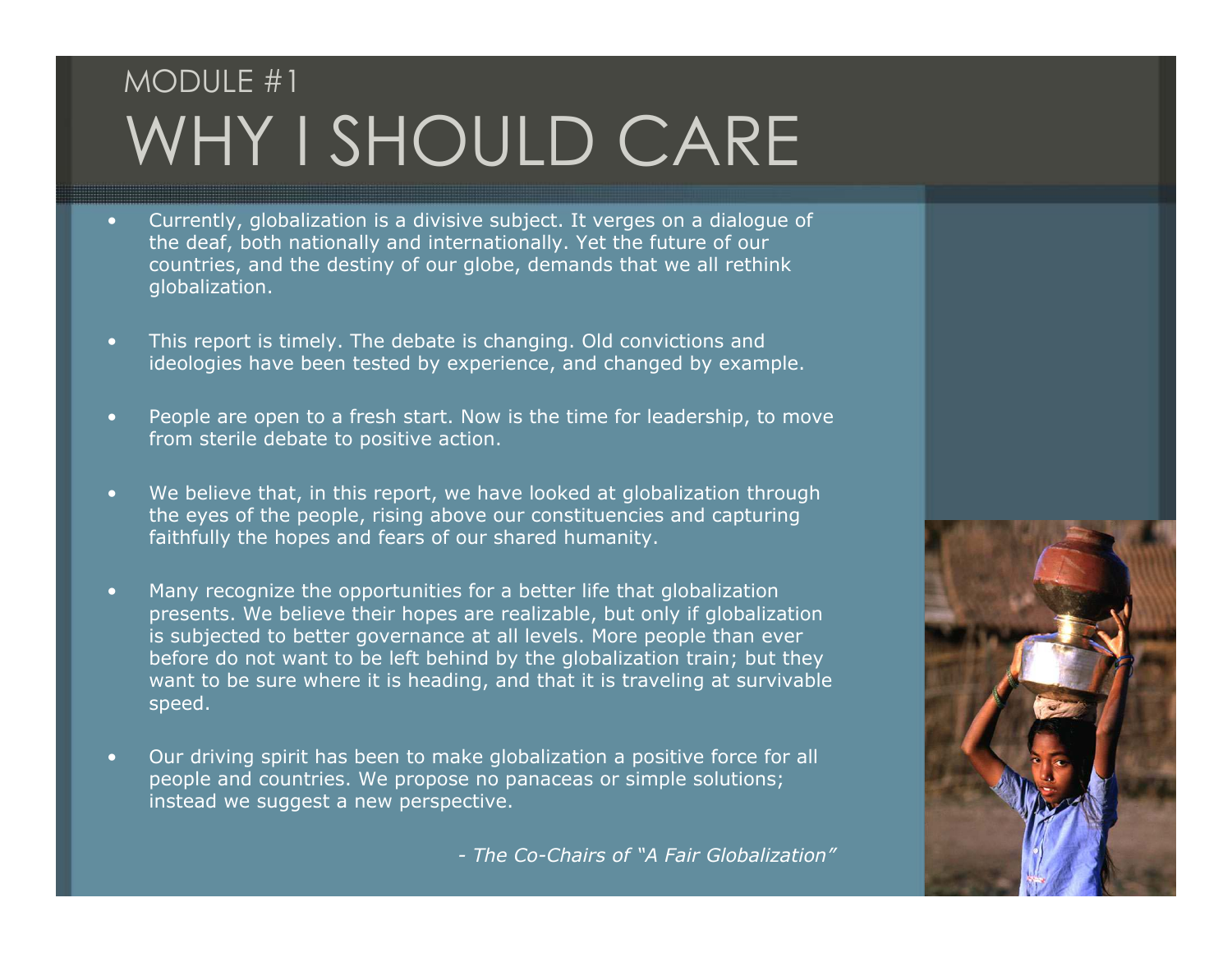# MODULE #1

# WHY I SHOULD CARE

- Currently, globalization is a divisive subject. It verges on a dialogue of the deaf, both nationally and internationally. Yet the future of our countries, and the destiny of our globe, demands that we all rethink globalization.
- This report is timely. The debate is changing. Old convictions and ideologies have been tested by experience, and changed by example.
- People are open to a fresh start. Now is the time for leadership, to move from sterile debate to positive action.
- We believe that, in this report, we have looked at globalization through the eyes of the people, rising above our constituencies and capturing faithfully the hopes and fears of our shared humanity.
- Many recognize the opportunities for a better life that globalization presents. We believe their hopes are realizable, but only if globalization is subjected to better governance at all levels. More people than ever before do not want to be left behind by the globalization train; but they want to be sure where it is heading, and that it is traveling at survivable speed.
- Our driving spirit has been to make globalization a positive force for all people and countries. We propose no panaceas or simple solutions; instead we suggest a new perspective.

*- The Co-Chairs of "A Fair Globalization"*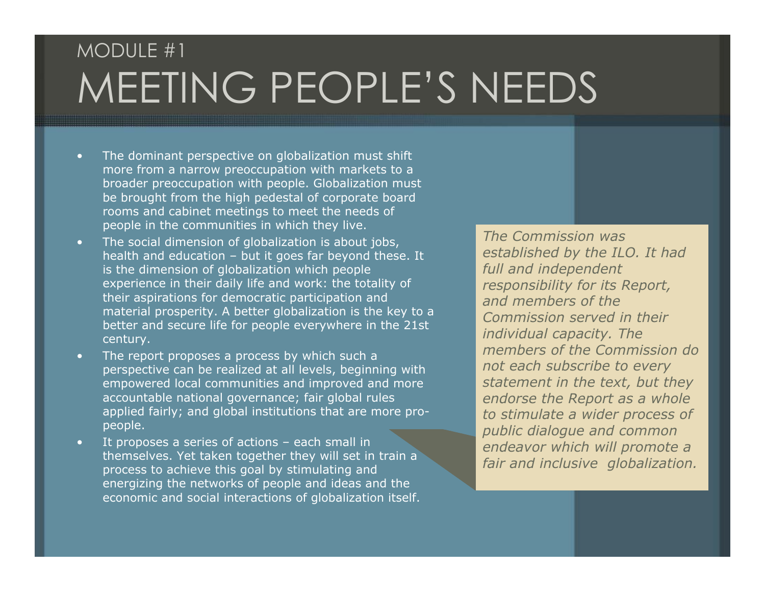MODULE #1

# MEETING PEOPLE'S NEEDS

- The dominant perspective on globalization must shift more from a narrow preoccupation with markets to a broader preoccupation with people. Globalization must be brought from the high pedestal of corporate board rooms and cabinet meetings to meet the needs of people in the communities in which they live.
- The social dimension of globalization is about jobs, health and education – but it goes far beyond these. It is the dimension of globalization which people experience in their daily life and work: the totality of their aspirations for democratic participation and material prosperity. A better globalization is the key to a better and secure life for people everywhere in the 21st century.
- The report proposes a process by which such a perspective can be realized at all levels, beginning with empowered local communities and improved and more accountable national governance; fair global rules applied fairly; and global institutions that are more pro-people.
- It proposes a series of actions – each small in themselves. Yet taken together they will set in train a process to achieve this goal by stimulating and energizing the networks of people and ideas and the economic and social interactions of globalization itself.

*The Commission was established by the ILO. It had full and independent responsibility for its Report, and members of the Commission served in their individual capacity. The members of the Commission do not each subscribe to every statement in the text, but they endorse the Report as a whole to stimulate a wider process of public dialogue and common endeavor which will promote a fair and inclusive globalization.*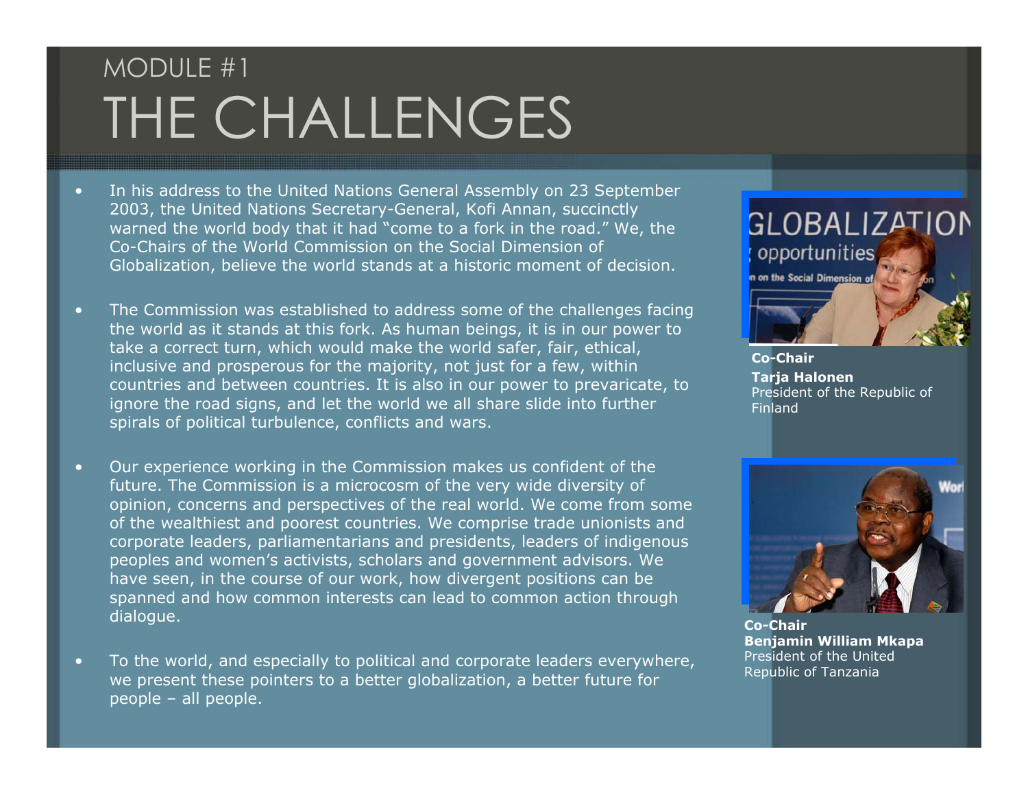MODULE #1

# THE CHALLENGES

- In his address to the United Nations General Assembly on 23 September 2003, the United Nations Secretary-General, Kofi Annan, succinctly warned the world body that it had "come to a fork in the road." We, the Co-Chairs of the World Commission on the Social Dimension of Globalization, believe the world stands at a historic moment of decision.
- The Commission was established to address some of the challenges facing the world as it stands at this fork. As human beings, it is in our power to take a correct turn, which would make the world safer, fair, ethical, inclusive and prosperous for the majority, not just for a few, within countries and between countries. It is also in our power to prevaricate, to ignore the road signs, and let the world we all share slide into further spirals of political turbulence, conflicts and wars.
- Our experience working in the Commission makes us confident of the future. The Commission is a microcosm of the very wide diversity of opinion, concerns and perspectives of the real world. We come from some of the wealthiest and poorest countries. We comprise trade unionists and corporate leaders, parliamentarians and presidents, leaders of indigenous peoples and women's activists, scholars and government advisors. We have seen, in the course of our work, how divergent positions can be spanned and how common interests can lead to common action through dialogue.
- To the world, and especially to political and corporate leaders everywhere, we present these pointers to a better globalization, a better future for people – all people.

**Co-Chair**
**Tarja Halonen**
President of the Republic of Finland

**Co-Chair**
**Benjamin William Mkapa**
President of the United Republic of Tanzania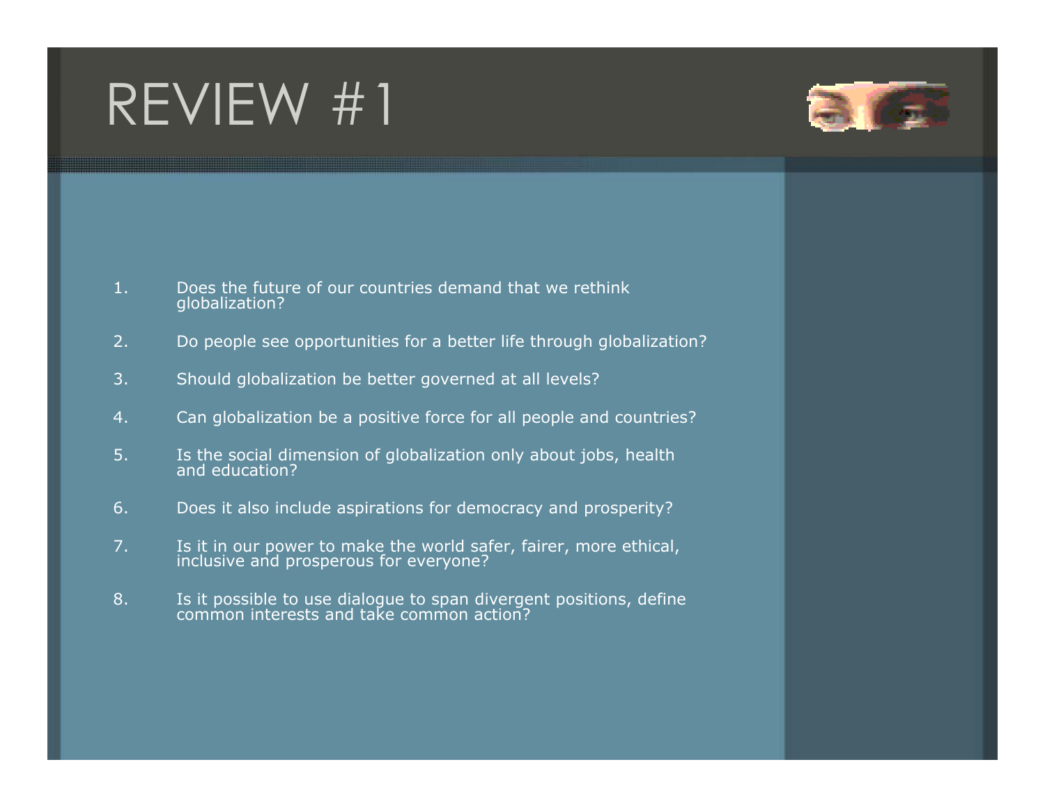# REVIEW #1

1. Does the future of our countries demand that we rethink globalization?
2. Do people see opportunities for a better life through globalization?
3. Should globalization be better governed at all levels?
4. Can globalization be a positive force for all people and countries?
5. Is the social dimension of globalization only about jobs, health and education?
6. Does it also include aspirations for democracy and prosperity?
7. Is it in our power to make the world safer, fairer, more ethical, inclusive and prosperous for everyone?
8. Is it possible to use dialogue to span divergent positions, define common interests and take common action?